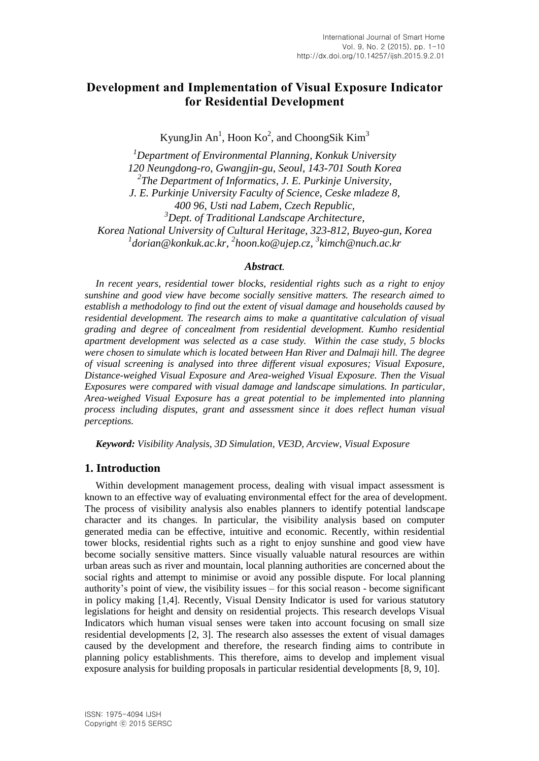# Development and Implementation of Visual Exposure Indicator for Residential Development

KyungJin An[1], Hoon Ko[2], and ChoongSik Kim[3]

[1]*Department of Environmental Planning, Konkuk University*
*120 Neungdong-ro, Gwangjin-gu, Seoul, 143-701 South Korea*
[2]*The Department of Informatics, J. E. Purkinje University,*
*J. E. Purkinje University Faculty of Science, Ceske mladeze 8,*
*400 96, Usti nad Labem, Czech Republic,*
[3]*Dept. of Traditional Landscape Architecture,*
*Korea National University of Cultural Heritage, 323-812, Buyeo-gun, Korea*
[1]*dorian@konkuk.ac.kr*, [2]*hoon.ko@ujep.cz*, [3]*kimch@nuch.ac.kr*

***Abstract.***

*In recent years, residential tower blocks, residential rights such as a right to enjoy sunshine and good view have become socially sensitive matters. The research aimed to establish a methodology to find out the extent of visual damage and households caused by residential development. The research aims to make a quantitative calculation of visual grading and degree of concealment from residential development. Kumho residential apartment development was selected as a case study. Within the case study, 5 blocks were chosen to simulate which is located between Han River and Dalmaji hill. The degree of visual screening is analysed into three different visual exposures; Visual Exposure, Distance-weighed Visual Exposure and Area-weighed Visual Exposure. Then the Visual Exposures were compared with visual damage and landscape simulations. In particular, Area-weighed Visual Exposure has a great potential to be implemented into planning process including disputes, grant and assessment since it does reflect human visual perceptions.*

***Keyword:*** *Visibility Analysis, 3D Simulation, VE3D, Arcview, Visual Exposure*

## 1. Introduction

Within development management process, dealing with visual impact assessment is known to an effective way of evaluating environmental effect for the area of development. The process of visibility analysis also enables planners to identify potential landscape character and its changes. In particular, the visibility analysis based on computer generated media can be effective, intuitive and economic. Recently, within residential tower blocks, residential rights such as a right to enjoy sunshine and good view have become socially sensitive matters. Since visually valuable natural resources are within urban areas such as river and mountain, local planning authorities are concerned about the social rights and attempt to minimise or avoid any possible dispute. For local planning authority's point of view, the visibility issues – for this social reason - become significant in policy making [1,4]. Recently, Visual Density Indicator is used for various statutory legislations for height and density on residential projects. This research develops Visual Indicators which human visual senses were taken into account focusing on small size residential developments [2, 3]. The research also assesses the extent of visual damages caused by the development and therefore, the research finding aims to contribute in planning policy establishments. This therefore, aims to develop and implement visual exposure analysis for building proposals in particular residential developments [8, 9, 10].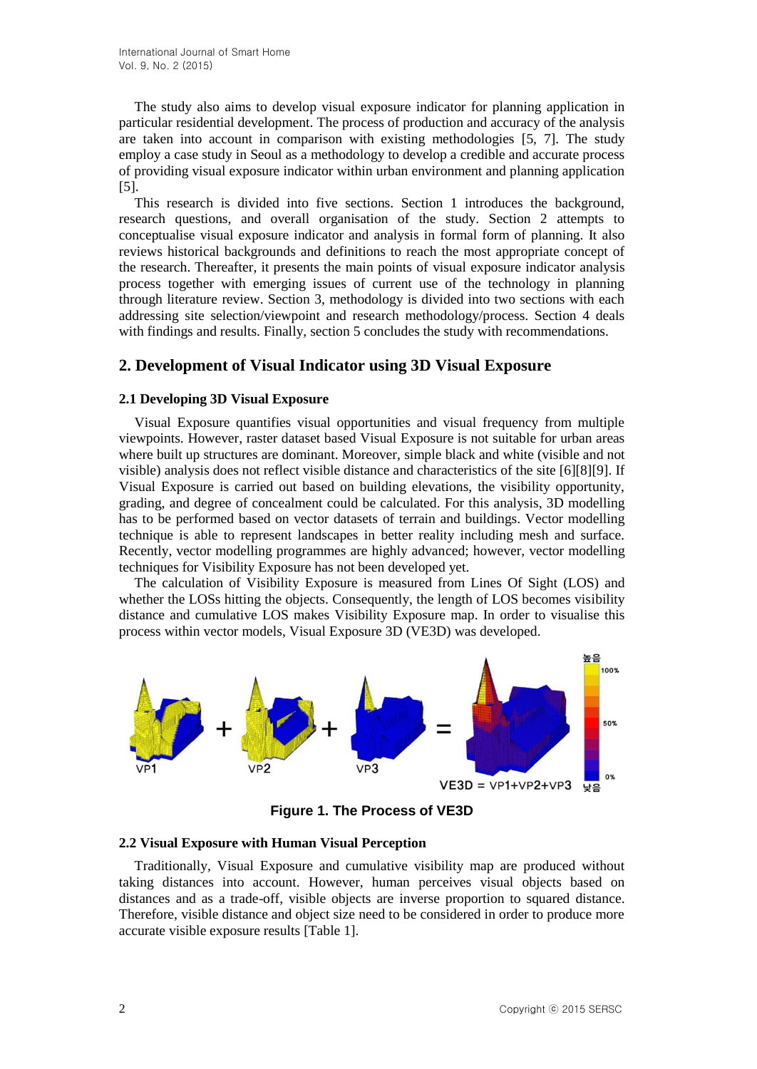The study also aims to develop visual exposure indicator for planning application in particular residential development. The process of production and accuracy of the analysis are taken into account in comparison with existing methodologies [5, 7]. The study employ a case study in Seoul as a methodology to develop a credible and accurate process of providing visual exposure indicator within urban environment and planning application [5].

This research is divided into five sections. Section 1 introduces the background, research questions, and overall organisation of the study. Section 2 attempts to conceptualise visual exposure indicator and analysis in formal form of planning. It also reviews historical backgrounds and definitions to reach the most appropriate concept of the research. Thereafter, it presents the main points of visual exposure indicator analysis process together with emerging issues of current use of the technology in planning through literature review. Section 3, methodology is divided into two sections with each addressing site selection/viewpoint and research methodology/process. Section 4 deals with findings and results. Finally, section 5 concludes the study with recommendations.

## 2. Development of Visual Indicator using 3D Visual Exposure

### 2.1 Developing 3D Visual Exposure

Visual Exposure quantifies visual opportunities and visual frequency from multiple viewpoints. However, raster dataset based Visual Exposure is not suitable for urban areas where built up structures are dominant. Moreover, simple black and white (visible and not visible) analysis does not reflect visible distance and characteristics of the site [6][8][9]. If Visual Exposure is carried out based on building elevations, the visibility opportunity, grading, and degree of concealment could be calculated. For this analysis, 3D modelling has to be performed based on vector datasets of terrain and buildings. Vector modelling technique is able to represent landscapes in better reality including mesh and surface. Recently, vector modelling programmes are highly advanced; however, vector modelling techniques for Visibility Exposure has not been developed yet.

The calculation of Visibility Exposure is measured from Lines Of Sight (LOS) and whether the LOSs hitting the objects. Consequently, the length of LOS becomes visibility distance and cumulative LOS makes Visibility Exposure map. In order to visualise this process within vector models, Visual Exposure 3D (VE3D) was developed.

**Figure 1. The Process of VE3D**

### 2.2 Visual Exposure with Human Visual Perception

Traditionally, Visual Exposure and cumulative visibility map are produced without taking distances into account. However, human perceives visual objects based on distances and as a trade-off, visible objects are inverse proportion to squared distance. Therefore, visible distance and object size need to be considered in order to produce more accurate visible exposure results [Table 1].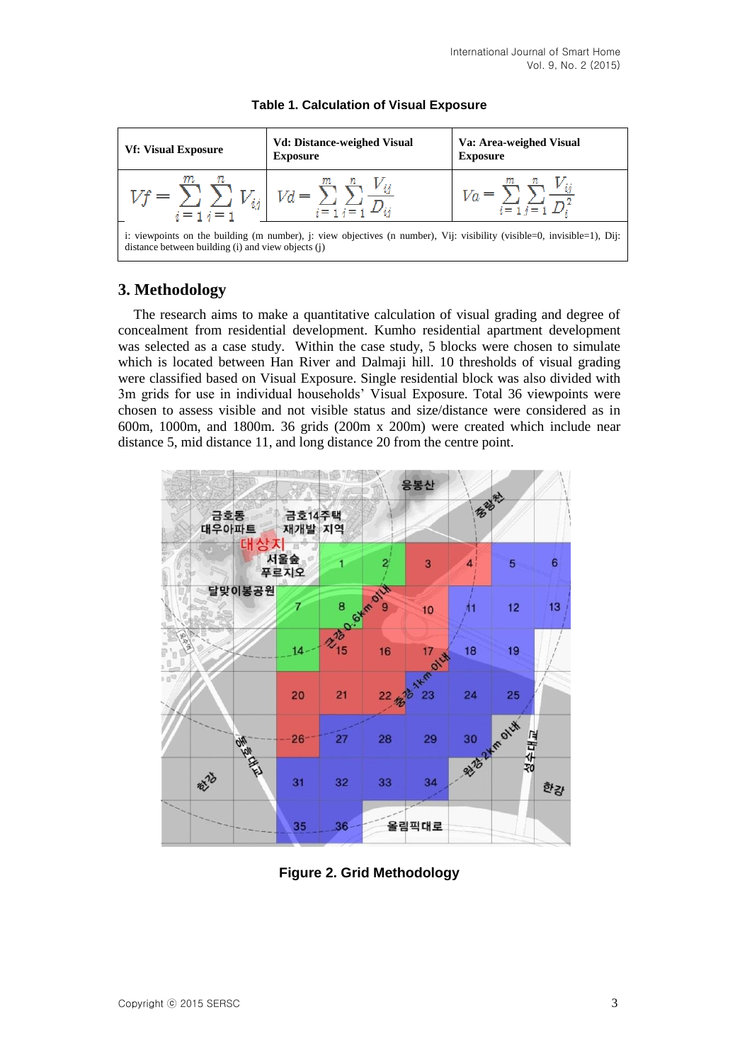**Table 1. Calculation of Visual Exposure**

| Vf: Visual Exposure | Vd: Distance-weighed Visual Exposure | Va: Area-weighed Visual Exposure |
|---|---|---|
| $Vf = \sum_{i=1}^{m} \sum_{j=1}^{n} V_{ij}$ | $Vd = \sum_{i=1}^{m} \sum_{j=1}^{n} \frac{V_{ij}}{D_{ij}}$ | $Va = \sum_{i=1}^{m} \sum_{j=1}^{n} \frac{V_{ij}}{D_i^2}$ |
| i: viewpoints on the building (m number), j: view objectives (n number), Vij: visibility (visible=0, invisible=1), Dij: distance between building (i) and view objects (j) | | |

## 3. Methodology

The research aims to make a quantitative calculation of visual grading and degree of concealment from residential development. Kumho residential apartment development was selected as a case study. Within the case study, 5 blocks were chosen to simulate which is located between Han River and Dalmaji hill. 10 thresholds of visual grading were classified based on Visual Exposure. Single residential block was also divided with 3m grids for use in individual households' Visual Exposure. Total 36 viewpoints were chosen to assess visible and not visible status and size/distance were considered as in 600m, 1000m, and 1800m. 36 grids (200m x 200m) were created which include near distance 5, mid distance 11, and long distance 20 from the centre point.

**Figure 2. Grid Methodology**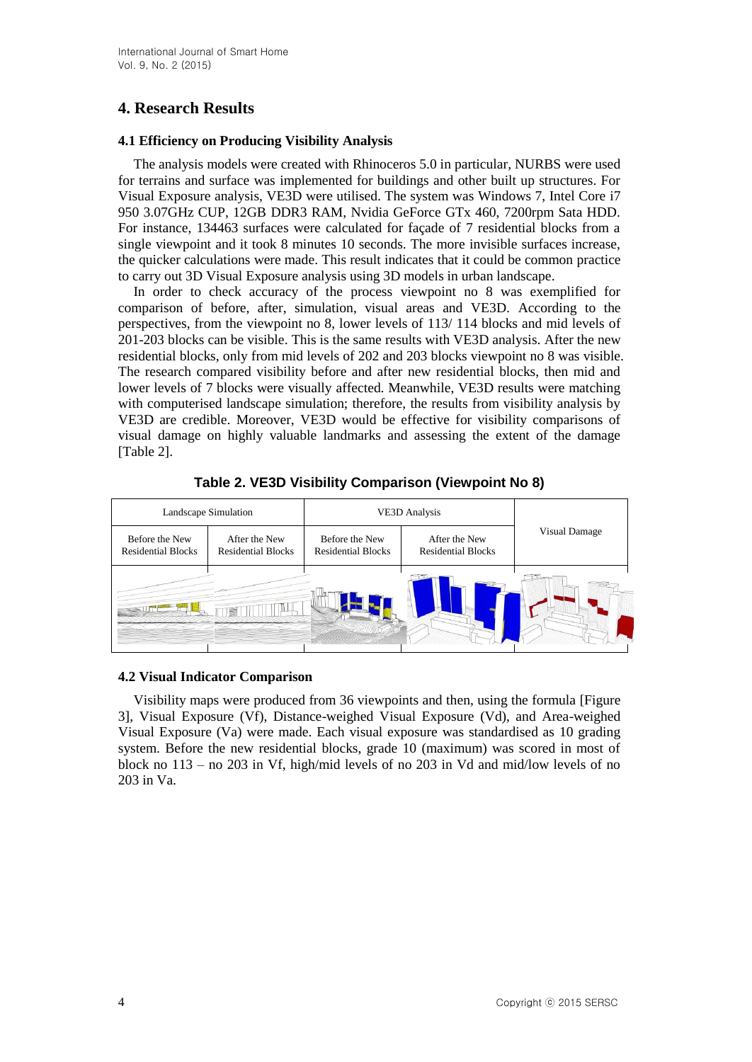## 4. Research Results

### 4.1 Efficiency on Producing Visibility Analysis

The analysis models were created with Rhinoceros 5.0 in particular, NURBS were used for terrains and surface was implemented for buildings and other built up structures. For Visual Exposure analysis, VE3D were utilised. The system was Windows 7, Intel Core i7 950 3.07GHz CUP, 12GB DDR3 RAM, Nvidia GeForce GTx 460, 7200rpm Sata HDD. For instance, 134463 surfaces were calculated for façade of 7 residential blocks from a single viewpoint and it took 8 minutes 10 seconds. The more invisible surfaces increase, the quicker calculations were made. This result indicates that it could be common practice to carry out 3D Visual Exposure analysis using 3D models in urban landscape.

In order to check accuracy of the process viewpoint no 8 was exemplified for comparison of before, after, simulation, visual areas and VE3D. According to the perspectives, from the viewpoint no 8, lower levels of 113/ 114 blocks and mid levels of 201-203 blocks can be visible. This is the same results with VE3D analysis. After the new residential blocks, only from mid levels of 202 and 203 blocks viewpoint no 8 was visible. The research compared visibility before and after new residential blocks, then mid and lower levels of 7 blocks were visually affected. Meanwhile, VE3D results were matching with computerised landscape simulation; therefore, the results from visibility analysis by VE3D are credible. Moreover, VE3D would be effective for visibility comparisons of visual damage on highly valuable landmarks and assessing the extent of the damage [Table 2].

**Table 2. VE3D Visibility Comparison (Viewpoint No 8)**

| Landscape Simulation | | VE3D Analysis | | Visual Damage |
|---|---|---|---|---|
| Before the New Residential Blocks | After the New Residential Blocks | Before the New Residential Blocks | After the New Residential Blocks | |
| | | | | |

### 4.2 Visual Indicator Comparison

Visibility maps were produced from 36 viewpoints and then, using the formula [Figure 3], Visual Exposure (Vf), Distance-weighed Visual Exposure (Vd), and Area-weighed Visual Exposure (Va) were made. Each visual exposure was standardised as 10 grading system. Before the new residential blocks, grade 10 (maximum) was scored in most of block no 113 – no 203 in Vf, high/mid levels of no 203 in Vd and mid/low levels of no 203 in Va.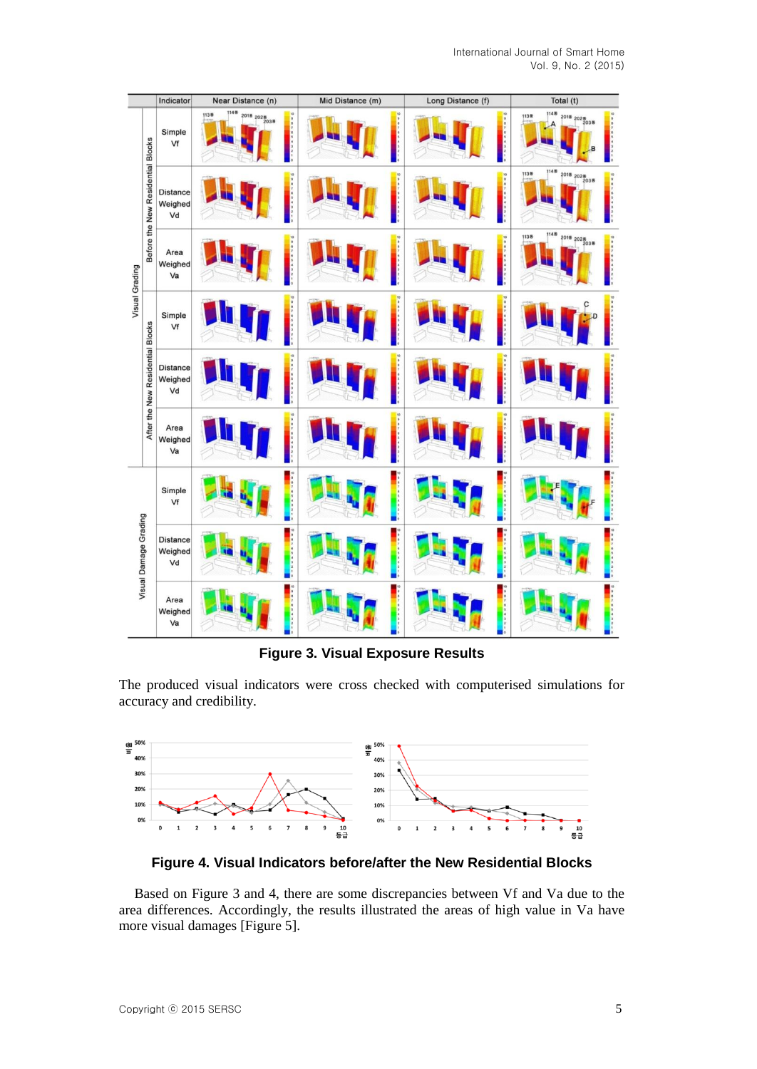**Figure 3. Visual Exposure Results**

The produced visual indicators were cross checked with computerised simulations for accuracy and credibility.

**Figure 4. Visual Indicators before/after the New Residential Blocks**

Based on Figure 3 and 4, there are some discrepancies between Vf and Va due to the area differences. Accordingly, the results illustrated the areas of high value in Va have more visual damages [Figure 5].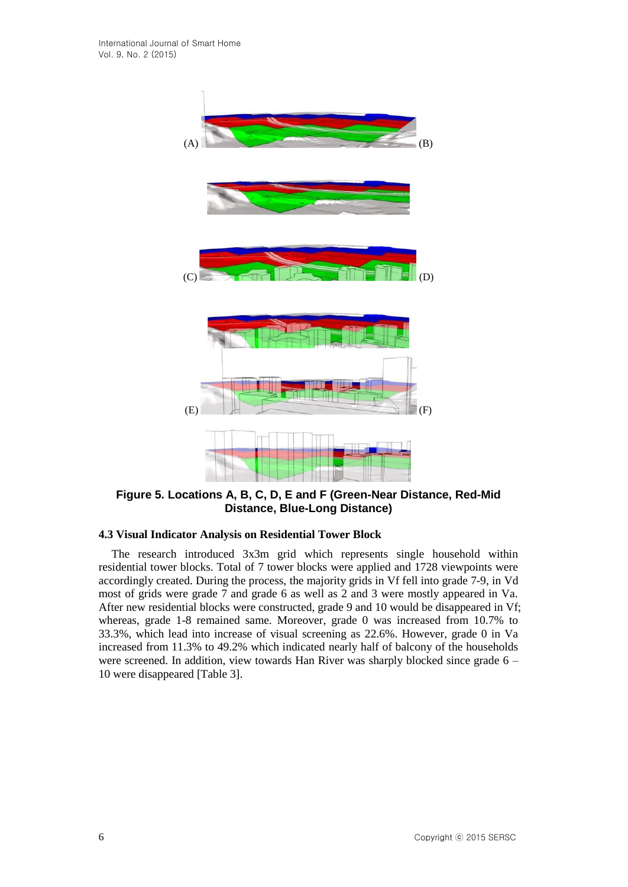(A) (B)

(C) (D)

(E) (F)

**Figure 5. Locations A, B, C, D, E and F (Green-Near Distance, Red-Mid Distance, Blue-Long Distance)**

### 4.3 Visual Indicator Analysis on Residential Tower Block

The research introduced 3x3m grid which represents single household within residential tower blocks. Total of 7 tower blocks were applied and 1728 viewpoints were accordingly created. During the process, the majority grids in Vf fell into grade 7-9, in Vd most of grids were grade 7 and grade 6 as well as 2 and 3 were mostly appeared in Va. After new residential blocks were constructed, grade 9 and 10 would be disappeared in Vf; whereas, grade 1-8 remained same. Moreover, grade 0 was increased from 10.7% to 33.3%, which lead into increase of visual screening as 22.6%. However, grade 0 in Va increased from 11.3% to 49.2% which indicated nearly half of balcony of the households were screened. In addition, view towards Han River was sharply blocked since grade 6 – 10 were disappeared [Table 3].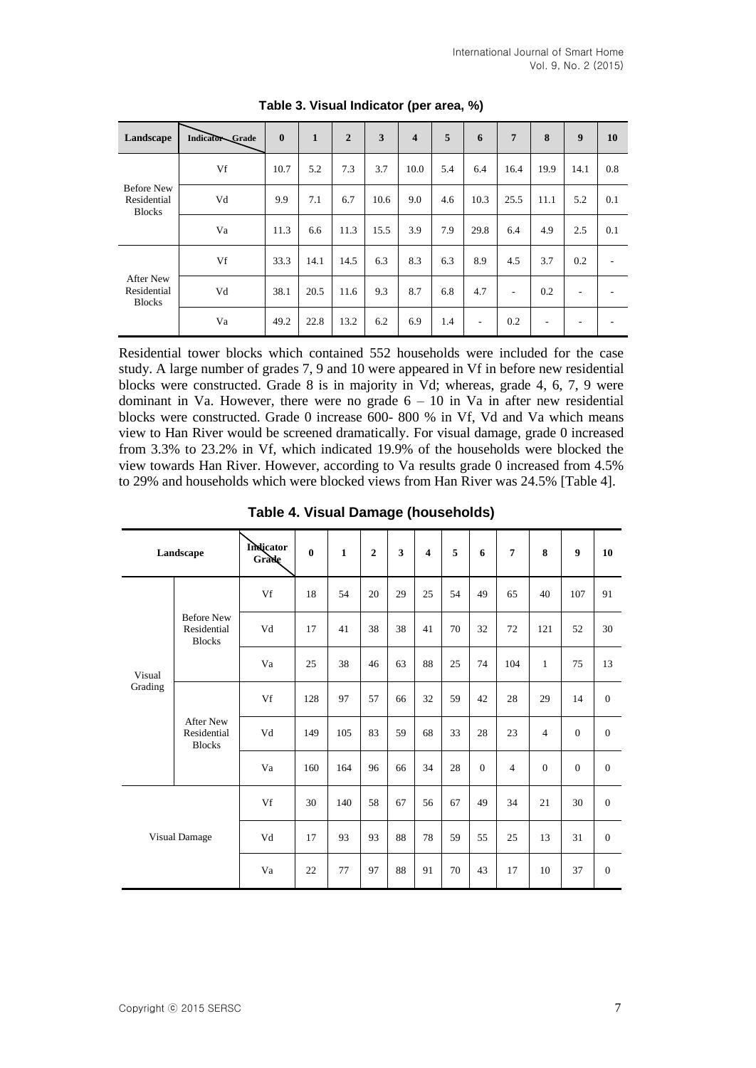**Table 3. Visual Indicator (per area, %)**

| Landscape | Indicator / Grade | 0 | 1 | 2 | 3 | 4 | 5 | 6 | 7 | 8 | 9 | 10 |
|---|---|---|---|---|---|---|---|---|---|---|---|---|
| Before New Residential Blocks | Vf | 10.7 | 5.2 | 7.3 | 3.7 | 10.0 | 5.4 | 6.4 | 16.4 | 19.9 | 14.1 | 0.8 |
| | Vd | 9.9 | 7.1 | 6.7 | 10.6 | 9.0 | 4.6 | 10.3 | 25.5 | 11.1 | 5.2 | 0.1 |
| | Va | 11.3 | 6.6 | 11.3 | 15.5 | 3.9 | 7.9 | 29.8 | 6.4 | 4.9 | 2.5 | 0.1 |
| After New Residential Blocks | Vf | 33.3 | 14.1 | 14.5 | 6.3 | 8.3 | 6.3 | 8.9 | 4.5 | 3.7 | 0.2 | - |
| | Vd | 38.1 | 20.5 | 11.6 | 9.3 | 8.7 | 6.8 | 4.7 | - | 0.2 | - | - |
| | Va | 49.2 | 22.8 | 13.2 | 6.2 | 6.9 | 1.4 | - | 0.2 | - | - | - |

Residential tower blocks which contained 552 households were included for the case study. A large number of grades 7, 9 and 10 were appeared in Vf in before new residential blocks were constructed. Grade 8 is in majority in Vd; whereas, grade 4, 6, 7, 9 were dominant in Va. However, there were no grade 6 – 10 in Va in after new residential blocks were constructed. Grade 0 increase 600- 800 % in Vf, Vd and Va which means view to Han River would be screened dramatically. For visual damage, grade 0 increased from 3.3% to 23.2% in Vf, which indicated 19.9% of the households were blocked the view towards Han River. However, according to Va results grade 0 increased from 4.5% to 29% and households which were blocked views from Han River was 24.5% [Table 4].

**Table 4. Visual Damage (households)**

| Landscape | | Indicator / Grade | 0 | 1 | 2 | 3 | 4 | 5 | 6 | 7 | 8 | 9 | 10 |
|---|---|---|---|---|---|---|---|---|---|---|---|---|---|
| Visual Grading | Before New Residential Blocks | Vf | 18 | 54 | 20 | 29 | 25 | 54 | 49 | 65 | 40 | 107 | 91 |
| | | Vd | 17 | 41 | 38 | 38 | 41 | 70 | 32 | 72 | 121 | 52 | 30 |
| | | Va | 25 | 38 | 46 | 63 | 88 | 25 | 74 | 104 | 1 | 75 | 13 |
| | After New Residential Blocks | Vf | 128 | 97 | 57 | 66 | 32 | 59 | 42 | 28 | 29 | 14 | 0 |
| | | Vd | 149 | 105 | 83 | 59 | 68 | 33 | 28 | 23 | 4 | 0 | 0 |
| | | Va | 160 | 164 | 96 | 66 | 34 | 28 | 0 | 4 | 0 | 0 | 0 |
| Visual Damage | | Vf | 30 | 140 | 58 | 67 | 56 | 67 | 49 | 34 | 21 | 30 | 0 |
| | | Vd | 17 | 93 | 93 | 88 | 78 | 59 | 55 | 25 | 13 | 31 | 0 |
| | | Va | 22 | 77 | 97 | 88 | 91 | 70 | 43 | 17 | 10 | 37 | 0 |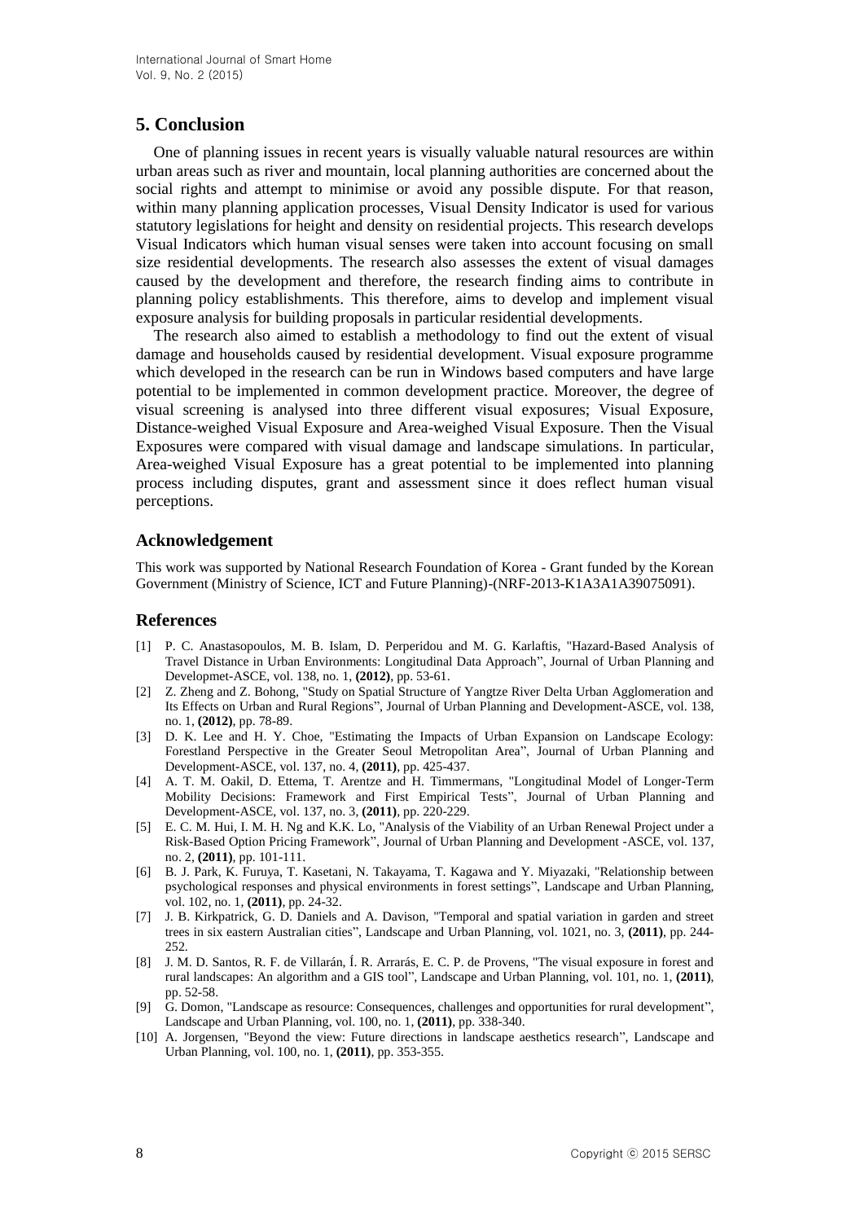## 5. Conclusion

One of planning issues in recent years is visually valuable natural resources are within urban areas such as river and mountain, local planning authorities are concerned about the social rights and attempt to minimise or avoid any possible dispute. For that reason, within many planning application processes, Visual Density Indicator is used for various statutory legislations for height and density on residential projects. This research develops Visual Indicators which human visual senses were taken into account focusing on small size residential developments. The research also assesses the extent of visual damages caused by the development and therefore, the research finding aims to contribute in planning policy establishments. This therefore, aims to develop and implement visual exposure analysis for building proposals in particular residential developments.

The research also aimed to establish a methodology to find out the extent of visual damage and households caused by residential development. Visual exposure programme which developed in the research can be run in Windows based computers and have large potential to be implemented in common development practice. Moreover, the degree of visual screening is analysed into three different visual exposures; Visual Exposure, Distance-weighed Visual Exposure and Area-weighed Visual Exposure. Then the Visual Exposures were compared with visual damage and landscape simulations. In particular, Area-weighed Visual Exposure has a great potential to be implemented into planning process including disputes, grant and assessment since it does reflect human visual perceptions.

### Acknowledgement

This work was supported by National Research Foundation of Korea - Grant funded by the Korean Government (Ministry of Science, ICT and Future Planning)-(NRF-2013-K1A3A1A39075091).

### References

[1] P. C. Anastasopoulos, M. B. Islam, D. Perperidou and M. G. Karlaftis, "Hazard-Based Analysis of Travel Distance in Urban Environments: Longitudinal Data Approach", Journal of Urban Planning and Developmet-ASCE, vol. 138, no. 1, **(2012)**, pp. 53-61.

[2] Z. Zheng and Z. Bohong, "Study on Spatial Structure of Yangtze River Delta Urban Agglomeration and Its Effects on Urban and Rural Regions", Journal of Urban Planning and Development-ASCE, vol. 138, no. 1, **(2012)**, pp. 78-89.

[3] D. K. Lee and H. Y. Choe, "Estimating the Impacts of Urban Expansion on Landscape Ecology: Forestland Perspective in the Greater Seoul Metropolitan Area", Journal of Urban Planning and Development-ASCE, vol. 137, no. 4, **(2011)**, pp. 425-437.

[4] A. T. M. Oakil, D. Ettema, T. Arentze and H. Timmermans, "Longitudinal Model of Longer-Term Mobility Decisions: Framework and First Empirical Tests", Journal of Urban Planning and Development-ASCE, vol. 137, no. 3, **(2011)**, pp. 220-229.

[5] E. C. M. Hui, I. M. H. Ng and K.K. Lo, "Analysis of the Viability of an Urban Renewal Project under a Risk-Based Option Pricing Framework", Journal of Urban Planning and Development -ASCE, vol. 137, no. 2, **(2011)**, pp. 101-111.

[6] B. J. Park, K. Furuya, T. Kasetani, N. Takayama, T. Kagawa and Y. Miyazaki, "Relationship between psychological responses and physical environments in forest settings", Landscape and Urban Planning, vol. 102, no. 1, **(2011)**, pp. 24-32.

[7] J. B. Kirkpatrick, G. D. Daniels and A. Davison, "Temporal and spatial variation in garden and street trees in six eastern Australian cities", Landscape and Urban Planning, vol. 1021, no. 3, **(2011)**, pp. 244-252.

[8] J. M. D. Santos, R. F. de Villarán, Í. R. Arrarás, E. C. P. de Provens, "The visual exposure in forest and rural landscapes: An algorithm and a GIS tool", Landscape and Urban Planning, vol. 101, no. 1, **(2011)**, pp. 52-58.

[9] G. Domon, "Landscape as resource: Consequences, challenges and opportunities for rural development", Landscape and Urban Planning, vol. 100, no. 1, **(2011)**, pp. 338-340.

[10] A. Jorgensen, "Beyond the view: Future directions in landscape aesthetics research", Landscape and Urban Planning, vol. 100, no. 1, **(2011)**, pp. 353-355.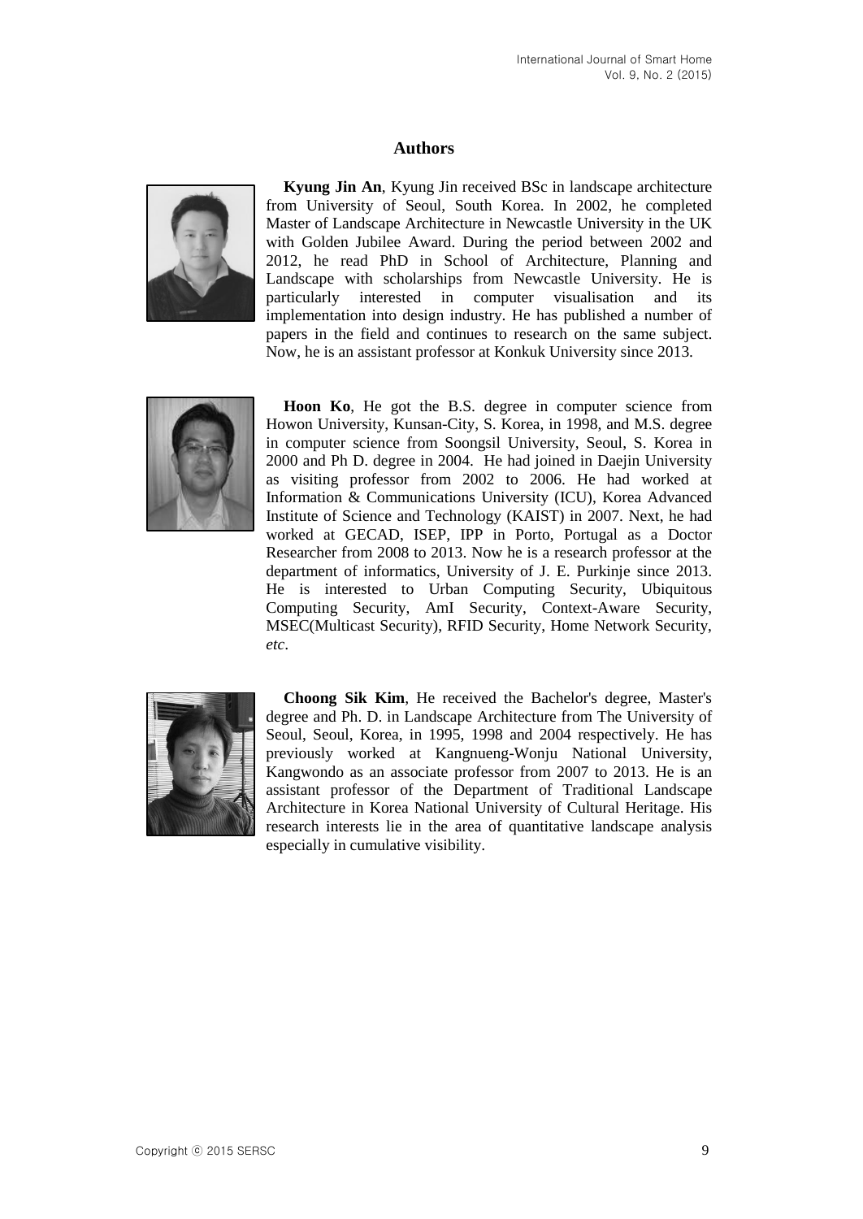## Authors

**Kyung Jin An**, Kyung Jin received BSc in landscape architecture from University of Seoul, South Korea. In 2002, he completed Master of Landscape Architecture in Newcastle University in the UK with Golden Jubilee Award. During the period between 2002 and 2012, he read PhD in School of Architecture, Planning and Landscape with scholarships from Newcastle University. He is particularly interested in computer visualisation and its implementation into design industry. He has published a number of papers in the field and continues to research on the same subject. Now, he is an assistant professor at Konkuk University since 2013.

**Hoon Ko**, He got the B.S. degree in computer science from Howon University, Kunsan-City, S. Korea, in 1998, and M.S. degree in computer science from Soongsil University, Seoul, S. Korea in 2000 and Ph D. degree in 2004. He had joined in Daejin University as visiting professor from 2002 to 2006. He had worked at Information & Communications University (ICU), Korea Advanced Institute of Science and Technology (KAIST) in 2007. Next, he had worked at GECAD, ISEP, IPP in Porto, Portugal as a Doctor Researcher from 2008 to 2013. Now he is a research professor at the department of informatics, University of J. E. Purkinje since 2013. He is interested to Urban Computing Security, Ubiquitous Computing Security, AmI Security, Context-Aware Security, MSEC(Multicast Security), RFID Security, Home Network Security, *etc*.

**Choong Sik Kim**, He received the Bachelor's degree, Master's degree and Ph. D. in Landscape Architecture from The University of Seoul, Seoul, Korea, in 1995, 1998 and 2004 respectively. He has previously worked at Kangnueng-Wonju National University, Kangwondo as an associate professor from 2007 to 2013. He is an assistant professor of the Department of Traditional Landscape Architecture in Korea National University of Cultural Heritage. His research interests lie in the area of quantitative landscape analysis especially in cumulative visibility.